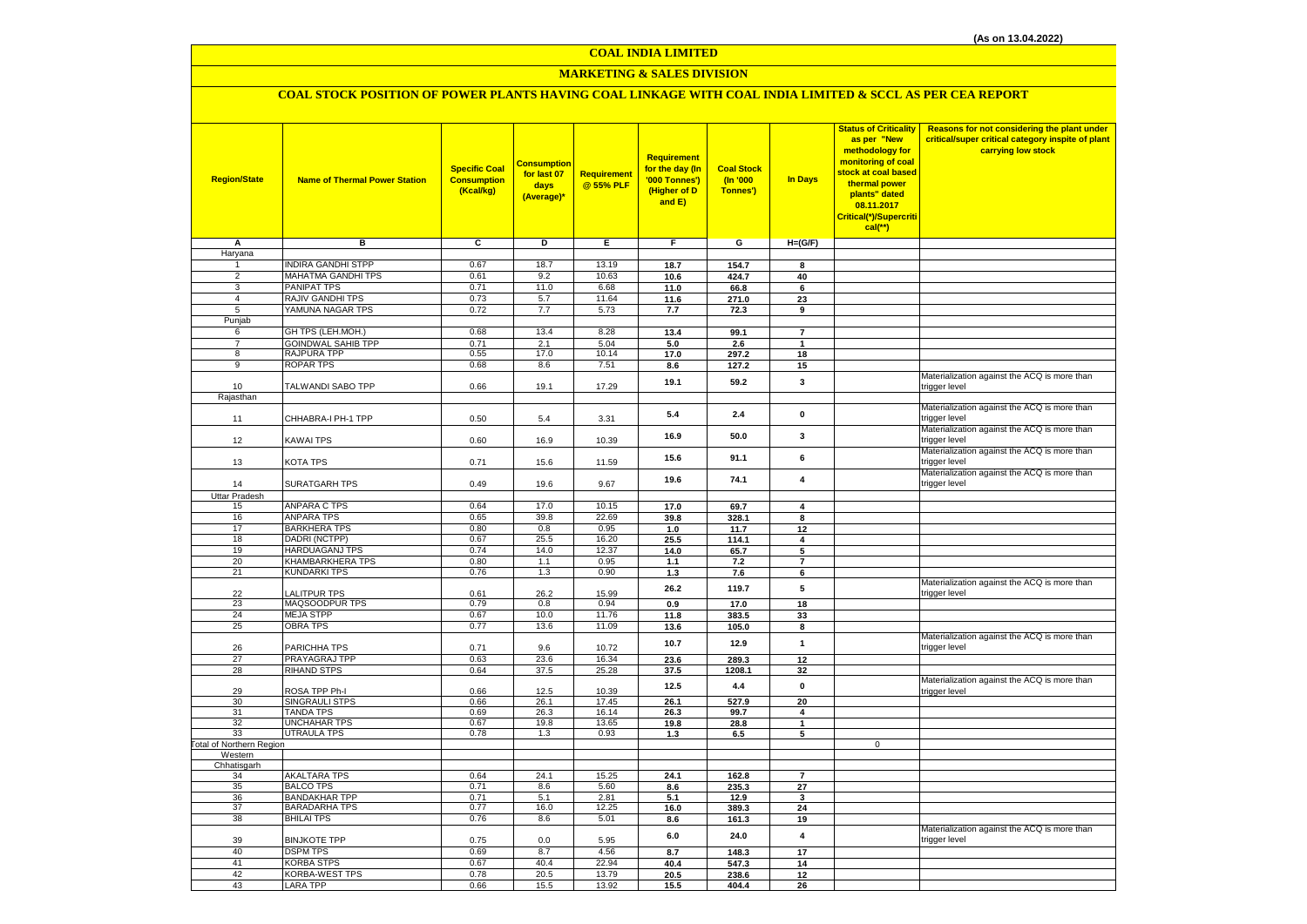(As on 13.04.2022)

# COAL INDIA LIMITED

## MARKETING & SALES DIVISION

### COAL STOCK POSITION OF POWER PLANTS HAVING COAL LINKAGE WITH COAL INDIA LIMITED & SCCL AS PER CEA REPORT

| Region/State | Name of Thermal Power Station | Specific Coal Consumption (Kcal/kg) | Consumption for last 07 days (Average)* | Requirement @ 55% PLF | Requirement for the day (In '000 Tonnes') (Higher of D and E) | Coal Stock (In '000 Tonnes') | In Days | Status of Criticality as per "New methodology for monitoring of coal stock at coal based thermal power plants" dated 08.11.2017 Critical(*)/Supercritical(**) | Reasons for not considering the plant under critical/super critical category inspite of plant carrying low stock |
|---|---|---|---|---|---|---|---|---|---|
| A | B | C | D | E | F | G | H=(G/F) | | |
| Haryana | | | | | | | | | |
| 1 | INDIRA GANDHI STPP | 0.67 | 18.7 | 13.19 | 18.7 | 154.7 | 8 | | |
| 2 | MAHATMA GANDHI TPS | 0.61 | 9.2 | 10.63 | 10.6 | 424.7 | 40 | | |
| 3 | PANIPAT TPS | 0.71 | 11.0 | 6.68 | 11.0 | 66.8 | 6 | | |
| 4 | RAJIV GANDHI TPS | 0.73 | 5.7 | 11.64 | 11.6 | 271.0 | 23 | | |
| 5 | YAMUNA NAGAR TPS | 0.72 | 7.7 | 5.73 | 7.7 | 72.3 | 9 | | |
| Punjab | | | | | | | | | |
| 6 | GH TPS (LEH.MOH.) | 0.68 | 13.4 | 8.28 | 13.4 | 99.1 | 7 | | |
| 7 | GOINDWAL SAHIB TPP | 0.71 | 2.1 | 5.04 | 5.0 | 2.6 | 1 | | |
| 8 | RAJPURA TPP | 0.55 | 17.0 | 10.14 | 17.0 | 297.2 | 18 | | |
| 9 | ROPAR TPS | 0.68 | 8.6 | 7.51 | 8.6 | 127.2 | 15 | | |
| 10 | TALWANDI SABO TPP | 0.66 | 19.1 | 17.29 | 19.1 | 59.2 | 3 | | Materialization against the ACQ is more than trigger level |
| Rajasthan | | | | | | | | | |
| 11 | CHHABRA-I PH-1 TPP | 0.50 | 5.4 | 3.31 | 5.4 | 2.4 | 0 | | Materialization against the ACQ is more than trigger level |
| 12 | KAWAI TPS | 0.60 | 16.9 | 10.39 | 16.9 | 50.0 | 3 | | Materialization against the ACQ is more than trigger level |
| 13 | KOTA TPS | 0.71 | 15.6 | 11.59 | 15.6 | 91.1 | 6 | | Materialization against the ACQ is more than trigger level |
| 14 | SURATGARH TPS | 0.49 | 19.6 | 9.67 | 19.6 | 74.1 | 4 | | Materialization against the ACQ is more than trigger level |
| Uttar Pradesh | | | | | | | | | |
| 15 | ANPARA C TPS | 0.64 | 17.0 | 10.15 | 17.0 | 69.7 | 4 | | |
| 16 | ANPARA TPS | 0.65 | 39.8 | 22.69 | 39.8 | 328.1 | 8 | | |
| 17 | BARKHERA TPS | 0.80 | 0.8 | 0.95 | 1.0 | 11.7 | 12 | | |
| 18 | DADRI (NCTPP) | 0.67 | 25.5 | 16.20 | 25.5 | 114.1 | 4 | | |
| 19 | HARDUAGANJ TPS | 0.74 | 14.0 | 12.37 | 14.0 | 65.7 | 5 | | |
| 20 | KHAMBARKHERA TPS | 0.80 | 1.1 | 0.95 | 1.1 | 7.2 | 7 | | |
| 21 | KUNDARKI TPS | 0.76 | 1.3 | 0.90 | 1.3 | 7.6 | 6 | | |
| 22 | LALITPUR TPS | 0.61 | 26.2 | 15.99 | 26.2 | 119.7 | 5 | | Materialization against the ACQ is more than trigger level |
| 23 | MAQSOODPUR TPS | 0.79 | 0.8 | 0.94 | 0.9 | 17.0 | 18 | | |
| 24 | MEJA STPP | 0.67 | 10.0 | 11.76 | 11.8 | 383.5 | 33 | | |
| 25 | OBRA TPS | 0.77 | 13.6 | 11.09 | 13.6 | 105.0 | 8 | | |
| 26 | PARICHHA TPS | 0.71 | 9.6 | 10.72 | 10.7 | 12.9 | 1 | | Materialization against the ACQ is more than trigger level |
| 27 | PRAYAGRAJ TPP | 0.63 | 23.6 | 16.34 | 23.6 | 289.3 | 12 | | |
| 28 | RIHAND STPS | 0.64 | 37.5 | 25.28 | 37.5 | 1208.1 | 32 | | |
| 29 | ROSA TPP Ph-I | 0.66 | 12.5 | 10.39 | 12.5 | 4.4 | 0 | | Materialization against the ACQ is more than trigger level |
| 30 | SINGRAULI STPS | 0.66 | 26.1 | 17.45 | 26.1 | 527.9 | 20 | | |
| 31 | TANDA TPS | 0.69 | 26.3 | 16.14 | 26.3 | 99.7 | 4 | | |
| 32 | UNCHAHAR TPS | 0.67 | 19.8 | 13.65 | 19.8 | 28.8 | 1 | | |
| 33 | UTRAULA TPS | 0.78 | 1.3 | 0.93 | 1.3 | 6.5 | 5 | | |
| Total of Northern Region | | | | | | | | 0 | |
| Western | | | | | | | | | |
| Chhatisgarh | | | | | | | | | |
| 34 | AKALTARA TPS | 0.64 | 24.1 | 15.25 | 24.1 | 162.8 | 7 | | |
| 35 | BALCO TPS | 0.71 | 8.6 | 5.60 | 8.6 | 235.3 | 27 | | |
| 36 | BANDAKHAR TPP | 0.71 | 5.1 | 2.81 | 5.1 | 12.9 | 3 | | |
| 37 | BARADARHA TPS | 0.77 | 16.0 | 12.25 | 16.0 | 389.3 | 24 | | |
| 38 | BHILAI TPS | 0.76 | 8.6 | 5.01 | 8.6 | 161.3 | 19 | | |
| 39 | BINJKOTE TPP | 0.75 | 0.0 | 5.95 | 6.0 | 24.0 | 4 | | Materialization against the ACQ is more than trigger level |
| 40 | DSPM TPS | 0.69 | 8.7 | 4.56 | 8.7 | 148.3 | 17 | | |
| 41 | KORBA STPS | 0.67 | 40.4 | 22.94 | 40.4 | 547.3 | 14 | | |
| 42 | KORBA-WEST TPS | 0.78 | 20.5 | 13.79 | 20.5 | 238.6 | 12 | | |
| 43 | LARA TPP | 0.66 | 15.5 | 13.92 | 15.5 | 404.4 | 26 | | |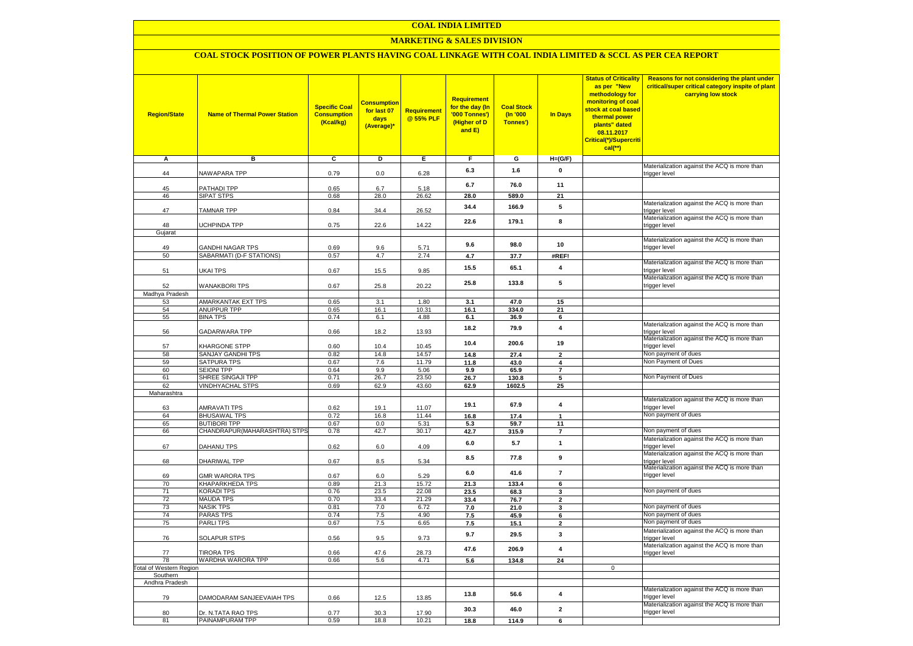# COAL INDIA LIMITED

## MARKETING & SALES DIVISION

### COAL STOCK POSITION OF POWER PLANTS HAVING COAL LINKAGE WITH COAL INDIA LIMITED & SCCL AS PER CEA REPORT

| Region/State | Name of Thermal Power Station | Specific Coal Consumption (Kcal/kg) | Consumption for last 07 days (Average)* | Requirement @ 55% PLF | Requirement for the day (In '000 Tonnes') (Higher of D and E) | Coal Stock (In '000 Tonnes') | In Days | Status of Criticality as per "New methodology for monitoring of coal stock at coal based thermal power plants" dated 08.11.2017 Critical(*)/Supercritical(**) | Reasons for not considering the plant under critical/super critical category inspite of plant carrying low stock |
|---|---|---|---|---|---|---|---|---|---|
| A | B | C | D | E | F | G | H=(G/F) | | |
| 44 | NAWAPARA TPP | 0.79 | 0.0 | 6.28 | 6.3 | 1.6 | 0 | | Materialization against the ACQ is more than trigger level |
| 45 | PATHADI TPP | 0.65 | 6.7 | 5.18 | 6.7 | 76.0 | 11 | | |
| 46 | SIPAT STPS | 0.68 | 28.0 | 26.62 | 28.0 | 589.0 | 21 | | |
| 47 | TAMNAR TPP | 0.84 | 34.4 | 26.52 | 34.4 | 166.9 | 5 | | Materialization against the ACQ is more than trigger level |
| 48 | UCHPINDA TPP | 0.75 | 22.6 | 14.22 | 22.6 | 179.1 | 8 | | Materialization against the ACQ is more than trigger level |
| Gujarat | | | | | | | | | |
| 49 | GANDHI NAGAR TPS | 0.69 | 9.6 | 5.71 | 9.6 | 98.0 | 10 | | Materialization against the ACQ is more than trigger level |
| 50 | SABARMATI (D-F STATIONS) | 0.57 | 4.7 | 2.74 | 4.7 | 37.7 | #REF! | | |
| 51 | UKAI TPS | 0.67 | 15.5 | 9.85 | 15.5 | 65.1 | 4 | | Materialization against the ACQ is more than trigger level |
| 52 | WANAKBORI TPS | 0.67 | 25.8 | 20.22 | 25.8 | 133.8 | 5 | | Materialization against the ACQ is more than trigger level |
| Madhya Pradesh | | | | | | | | | |
| 53 | AMARKANTAK EXT TPS | 0.65 | 3.1 | 1.80 | 3.1 | 47.0 | 15 | | |
| 54 | ANUPPUR TPP | 0.65 | 16.1 | 10.31 | 16.1 | 334.0 | 21 | | |
| 55 | BINA TPS | 0.74 | 6.1 | 4.88 | 6.1 | 36.9 | 6 | | |
| 56 | GADARWARA TPP | 0.66 | 18.2 | 13.93 | 18.2 | 79.9 | 4 | | Materialization against the ACQ is more than trigger level |
| 57 | KHARGONE STPP | 0.60 | 10.4 | 10.45 | 10.4 | 200.6 | 19 | | Materialization against the ACQ is more than trigger level |
| 58 | SANJAY GANDHI TPS | 0.82 | 14.8 | 14.57 | 14.8 | 27.4 | 2 | | Non payment of dues |
| 59 | SATPURA TPS | 0.67 | 7.6 | 11.79 | 11.8 | 43.0 | 4 | | Non Payment of Dues |
| 60 | SEIONI TPP | 0.64 | 9.9 | 5.06 | 9.9 | 65.9 | 7 | | |
| 61 | SHREE SINGAJI TPP | 0.71 | 26.7 | 23.50 | 26.7 | 130.8 | 5 | | Non Payment of Dues |
| 62 | VINDHYACHAL STPS | 0.69 | 62.9 | 43.60 | 62.9 | 1602.5 | 25 | | |
| Maharashtra | | | | | | | | | |
| 63 | AMRAVATI TPS | 0.62 | 19.1 | 11.07 | 19.1 | 67.9 | 4 | | Materialization against the ACQ is more than trigger level |
| 64 | BHUSAWAL TPS | 0.72 | 16.8 | 11.44 | 16.8 | 17.4 | 1 | | Non payment of dues |
| 65 | BUTIBORI TPP | 0.67 | 0.0 | 5.31 | 5.3 | 59.7 | 11 | | |
| 66 | CHANDRAPUR(MAHARASHTRA) STPS | 0.78 | 42.7 | 30.17 | 42.7 | 315.9 | 7 | | Non payment of dues |
| 67 | DAHANU TPS | 0.62 | 6.0 | 4.09 | 6.0 | 5.7 | 1 | | Materialization against the ACQ is more than trigger level |
| 68 | DHARIWAL TPP | 0.67 | 8.5 | 5.34 | 8.5 | 77.8 | 9 | | Materialization against the ACQ is more than trigger level |
| 69 | GMR WARORA TPS | 0.67 | 6.0 | 5.29 | 6.0 | 41.6 | 7 | | Materialization against the ACQ is more than trigger level |
| 70 | KHAPARKHEDA TPS | 0.89 | 21.3 | 15.72 | 21.3 | 133.4 | 6 | | |
| 71 | KORADI TPS | 0.76 | 23.5 | 22.08 | 23.5 | 68.3 | 3 | | Non payment of dues |
| 72 | MAUDA TPS | 0.70 | 33.4 | 21.29 | 33.4 | 76.7 | 2 | | |
| 73 | NASIK TPS | 0.81 | 7.0 | 6.72 | 7.0 | 21.0 | 3 | | Non payment of dues |
| 74 | PARAS TPS | 0.74 | 7.5 | 4.90 | 7.5 | 45.9 | 6 | | Non payment of dues |
| 75 | PARLI TPS | 0.67 | 7.5 | 6.65 | 7.5 | 15.1 | 2 | | Non payment of dues |
| 76 | SOLAPUR STPS | 0.56 | 9.5 | 9.73 | 9.7 | 29.5 | 3 | | Materialization against the ACQ is more than trigger level |
| 77 | TIRORA TPS | 0.66 | 47.6 | 28.73 | 47.6 | 206.9 | 4 | | Materialization against the ACQ is more than trigger level |
| 78 | WARDHA WARORA TPP | 0.66 | 5.6 | 4.71 | 5.6 | 134.8 | 24 | | |
| Total of Western Region | | | | | | | | 0 | |
| Southern | | | | | | | | | |
| Andhra Pradesh | | | | | | | | | |
| 79 | DAMODARAM SANJEEVAIAH TPS | 0.66 | 12.5 | 13.85 | 13.8 | 56.6 | 4 | | Materialization against the ACQ is more than trigger level |
| 80 | Dr. N.TATA RAO TPS | 0.77 | 30.3 | 17.90 | 30.3 | 46.0 | 2 | | Materialization against the ACQ is more than trigger level |
| 81 | PAINAMPURAM TPP | 0.59 | 18.8 | 10.21 | 18.8 | 114.9 | 6 | | |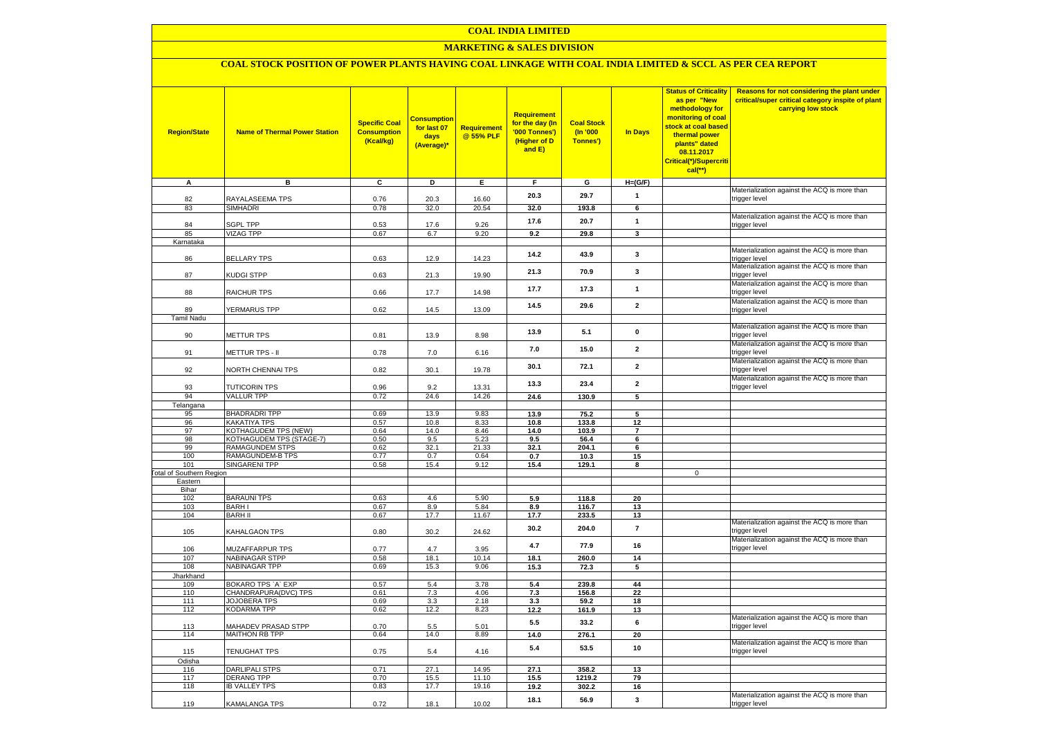# COAL INDIA LIMITED

## MARKETING & SALES DIVISION

### COAL STOCK POSITION OF POWER PLANTS HAVING COAL LINKAGE WITH COAL INDIA LIMITED & SCCL AS PER CEA REPORT

| Region/State | Name of Thermal Power Station | Specific Coal Consumption (Kcal/kg) | Consumption for last 07 days (Average)* | Requirement @ 55% PLF | Requirement for the day (In '000 Tonnes') (Higher of D and E) | Coal Stock (In '000 Tonnes') | In Days | Status of Criticality as per "New methodology for monitoring of coal stock at coal based thermal power plants" dated 08.11.2017 Critical(*)/Supercritical(**) | Reasons for not considering the plant under critical/super critical category inspite of plant carrying low stock |
|---|---|---|---|---|---|---|---|---|---|
| A | B | C | D | E | F | G | H=(G/F) | | |
| 82 | RAYALASEEMA TPS | 0.76 | 20.3 | 16.60 | 20.3 | 29.7 | 1 | | Materialization against the ACQ is more than trigger level |
| 83 | SIMHADRI | 0.78 | 32.0 | 20.54 | 32.0 | 193.8 | 6 | | |
| 84 | SGPL TPP | 0.53 | 17.6 | 9.26 | 17.6 | 20.7 | 1 | | Materialization against the ACQ is more than trigger level |
| 85 | VIZAG TPP | 0.67 | 6.7 | 9.20 | 9.2 | 29.8 | 3 | | |
| Karnataka | | | | | | | | | |
| 86 | BELLARY TPS | 0.63 | 12.9 | 14.23 | 14.2 | 43.9 | 3 | | Materialization against the ACQ is more than trigger level |
| 87 | KUDGI STPP | 0.63 | 21.3 | 19.90 | 21.3 | 70.9 | 3 | | Materialization against the ACQ is more than trigger level |
| 88 | RAICHUR TPS | 0.66 | 17.7 | 14.98 | 17.7 | 17.3 | 1 | | Materialization against the ACQ is more than trigger level |
| 89 | YERMARUS TPP | 0.62 | 14.5 | 13.09 | 14.5 | 29.6 | 2 | | Materialization against the ACQ is more than trigger level |
| Tamil Nadu | | | | | | | | | |
| 90 | METTUR TPS | 0.81 | 13.9 | 8.98 | 13.9 | 5.1 | 0 | | Materialization against the ACQ is more than trigger level |
| 91 | METTUR TPS - II | 0.78 | 7.0 | 6.16 | 7.0 | 15.0 | 2 | | Materialization against the ACQ is more than trigger level |
| 92 | NORTH CHENNAI TPS | 0.82 | 30.1 | 19.78 | 30.1 | 72.1 | 2 | | Materialization against the ACQ is more than trigger level |
| 93 | TUTICORIN TPS | 0.96 | 9.2 | 13.31 | 13.3 | 23.4 | 2 | | Materialization against the ACQ is more than trigger level |
| 94 | VALLUR TPP | 0.72 | 24.6 | 14.26 | 24.6 | 130.9 | 5 | | |
| Telangana | | | | | | | | | |
| 95 | BHADRADRI TPP | 0.69 | 13.9 | 9.83 | 13.9 | 75.2 | 5 | | |
| 96 | KAKATIYA TPS | 0.57 | 10.8 | 8.33 | 10.8 | 133.8 | 12 | | |
| 97 | KOTHAGUDEM TPS (NEW) | 0.64 | 14.0 | 8.46 | 14.0 | 103.9 | 7 | | |
| 98 | KOTHAGUDEM TPS (STAGE-7) | 0.50 | 9.5 | 5.23 | 9.5 | 56.4 | 6 | | |
| 99 | RAMAGUNDEM STPS | 0.62 | 32.1 | 21.33 | 32.1 | 204.1 | 6 | | |
| 100 | RAMAGUNDEM-B TPS | 0.77 | 0.7 | 0.64 | 0.7 | 10.3 | 15 | | |
| 101 | SINGARENI TPP | 0.58 | 15.4 | 9.12 | 15.4 | 129.1 | 8 | | |
| Total of Southern Region | | | | | | | | 0 | |
| Eastern | | | | | | | | | |
| Bihar | | | | | | | | | |
| 102 | BARAUNI TPS | 0.63 | 4.6 | 5.90 | 5.9 | 118.8 | 20 | | |
| 103 | BARH I | 0.67 | 8.9 | 5.84 | 8.9 | 116.7 | 13 | | |
| 104 | BARH II | 0.67 | 17.7 | 11.67 | 17.7 | 233.5 | 13 | | |
| 105 | KAHALGAON TPS | 0.80 | 30.2 | 24.62 | 30.2 | 204.0 | 7 | | Materialization against the ACQ is more than trigger level |
| 106 | MUZAFFARPUR TPS | 0.77 | 4.7 | 3.95 | 4.7 | 77.9 | 16 | | Materialization against the ACQ is more than trigger level |
| 107 | NABINAGAR STPP | 0.58 | 18.1 | 10.14 | 18.1 | 260.0 | 14 | | |
| 108 | NABINAGAR TPP | 0.69 | 15.3 | 9.06 | 15.3 | 72.3 | 5 | | |
| Jharkhand | | | | | | | | | |
| 109 | BOKARO TPS `A` EXP | 0.57 | 5.4 | 3.78 | 5.4 | 239.8 | 44 | | |
| 110 | CHANDRAPURA(DVC) TPS | 0.61 | 7.3 | 4.06 | 7.3 | 156.8 | 22 | | |
| 111 | JOJOBERA TPS | 0.69 | 3.3 | 2.18 | 3.3 | 59.2 | 18 | | |
| 112 | KODARMA TPP | 0.62 | 12.2 | 8.23 | 12.2 | 161.9 | 13 | | |
| 113 | MAHADEV PRASAD STPP | 0.70 | 5.5 | 5.01 | 5.5 | 33.2 | 6 | | Materialization against the ACQ is more than trigger level |
| 114 | MAITHON RB TPP | 0.64 | 14.0 | 8.89 | 14.0 | 276.1 | 20 | | |
| 115 | TENUGHAT TPS | 0.75 | 5.4 | 4.16 | 5.4 | 53.5 | 10 | | Materialization against the ACQ is more than trigger level |
| Odisha | | | | | | | | | |
| 116 | DARLIPALI STPS | 0.71 | 27.1 | 14.95 | 27.1 | 358.2 | 13 | | |
| 117 | DERANG TPP | 0.70 | 15.5 | 11.10 | 15.5 | 1219.2 | 79 | | |
| 118 | IB VALLEY TPS | 0.83 | 17.7 | 19.16 | 19.2 | 302.2 | 16 | | |
| 119 | KAMALANGA TPS | 0.72 | 18.1 | 10.02 | 18.1 | 56.9 | 3 | | Materialization against the ACQ is more than trigger level |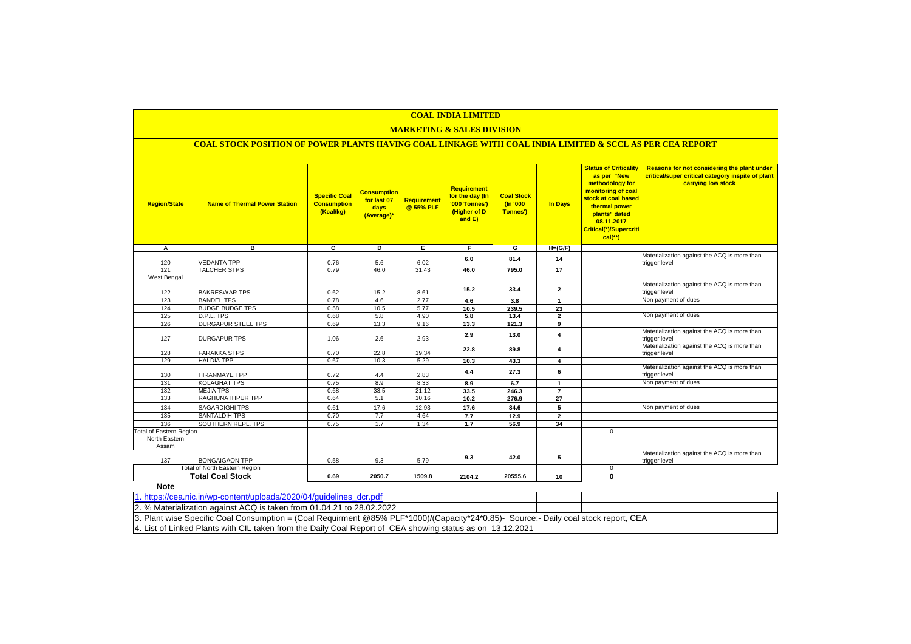# COAL INDIA LIMITED

## MARKETING & SALES DIVISION

### COAL STOCK POSITION OF POWER PLANTS HAVING COAL LINKAGE WITH COAL INDIA LIMITED & SCCL AS PER CEA REPORT

| Region/State | Name of Thermal Power Station | Specific Coal Consumption (Kcal/kg) | Consumption for last 07 days (Average)* | Requirement @ 55% PLF | Requirement for the day (In '000 Tonnes') (Higher of D and E) | Coal Stock (In '000 Tonnes') | In Days | Status of Criticality as per "New methodology for monitoring of coal stock at coal based thermal power plants" dated 08.11.2017 Critical(*)/Supercritical(**) | Reasons for not considering the plant under critical/super critical category inspite of plant carrying low stock |
|---|---|---|---|---|---|---|---|---|---|
| A | B | C | D | E | F | G | H=(G/F) | | |
| 120 | VEDANTA TPP | 0.76 | 5.6 | 6.02 | 6.0 | 81.4 | 14 | | Materialization against the ACQ is more than trigger level |
| 121 | TALCHER STPS | 0.79 | 46.0 | 31.43 | 46.0 | 795.0 | 17 | | |
| West Bengal | | | | | | | | | |
| 122 | BAKRESWAR TPS | 0.62 | 15.2 | 8.61 | 15.2 | 33.4 | 2 | | Materialization against the ACQ is more than trigger level |
| 123 | BANDEL TPS | 0.78 | 4.6 | 2.77 | 4.6 | 3.8 | 1 | | Non payment of dues |
| 124 | BUDGE BUDGE TPS | 0.58 | 10.5 | 5.77 | 10.5 | 239.5 | 23 | | |
| 125 | D.P.L. TPS | 0.68 | 5.8 | 4.90 | 5.8 | 13.4 | 2 | | Non payment of dues |
| 126 | DURGAPUR STEEL TPS | 0.69 | 13.3 | 9.16 | 13.3 | 121.3 | 9 | | |
| 127 | DURGAPUR TPS | 1.06 | 2.6 | 2.93 | 2.9 | 13.0 | 4 | | Materialization against the ACQ is more than trigger level |
| 128 | FARAKKA STPS | 0.70 | 22.8 | 19.34 | 22.8 | 89.8 | 4 | | Materialization against the ACQ is more than trigger level |
| 129 | HALDIA TPP | 0.67 | 10.3 | 5.29 | 10.3 | 43.3 | 4 | | |
| 130 | HIRANMAYE TPP | 0.72 | 4.4 | 2.83 | 4.4 | 27.3 | 6 | | Materialization against the ACQ is more than trigger level |
| 131 | KOLAGHAT TPS | 0.75 | 8.9 | 8.33 | 8.9 | 6.7 | 1 | | Non payment of dues |
| 132 | MEJIA TPS | 0.68 | 33.5 | 21.12 | 33.5 | 246.3 | 7 | | |
| 133 | RAGHUNATHPUR TPP | 0.64 | 5.1 | 10.16 | 10.2 | 276.9 | 27 | | |
| 134 | SAGARDIGHI TPS | 0.61 | 17.6 | 12.93 | 17.6 | 84.6 | 5 | | Non payment of dues |
| 135 | SANTALDIH TPS | 0.70 | 7.7 | 4.64 | 7.7 | 12.9 | 2 | | |
| 136 | SOUTHERN REPL. TPS | 0.75 | 1.7 | 1.34 | 1.7 | 56.9 | 34 | | |
| Total of Eastern Region | | | | | | | | 0 | |
| North Eastern | | | | | | | | | |
| Assam | | | | | | | | | |
| 137 | BONGAIGAON TPP | 0.58 | 9.3 | 5.79 | 9.3 | 42.0 | 5 | | Materialization against the ACQ is more than trigger level |
| Total of North Eastern Region | | | | | | | | 0 | |
| Total Coal Stock | | 0.69 | 2050.7 | 1509.8 | 2104.2 | 20555.6 | 10 | 0 | |

**Note**

1. https://cea.nic.in/wp-content/uploads/2020/04/guidelines_dcr.pdf
2. % Materialization against ACQ is taken from 01.04.21 to 28.02.2022
3. Plant wise Specific Coal Consumption = (Coal Requirment @85% PLF*1000)/(Capacity*24*0.85)- Source:- Daily coal stock report, CEA
4. List of Linked Plants with CIL taken from the Daily Coal Report of CEA showing status as on 13.12.2021